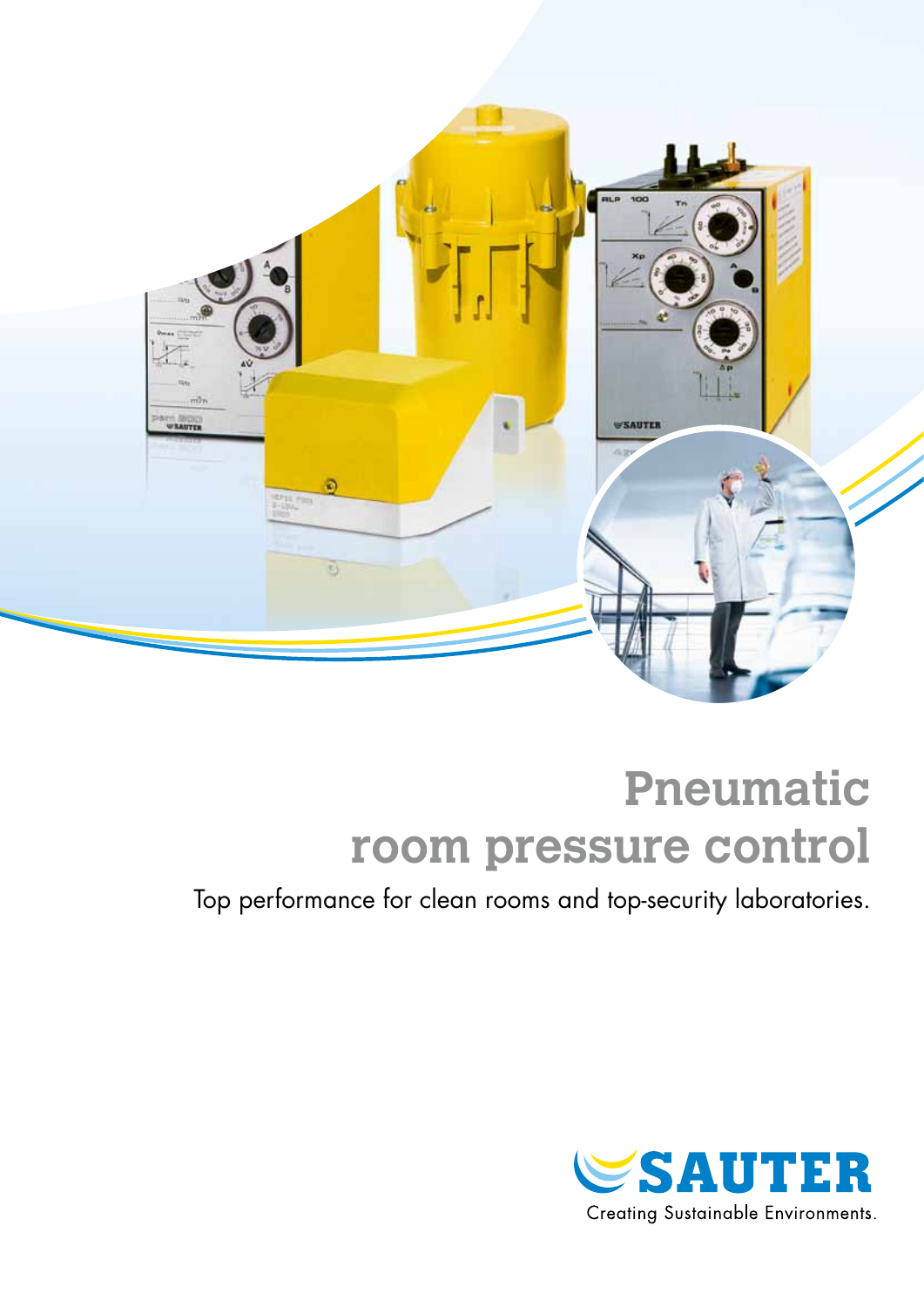# Pneumatic room pressure control

Top performance for clean rooms and top-security laboratories.

SAUTER

Creating Sustainable Environments.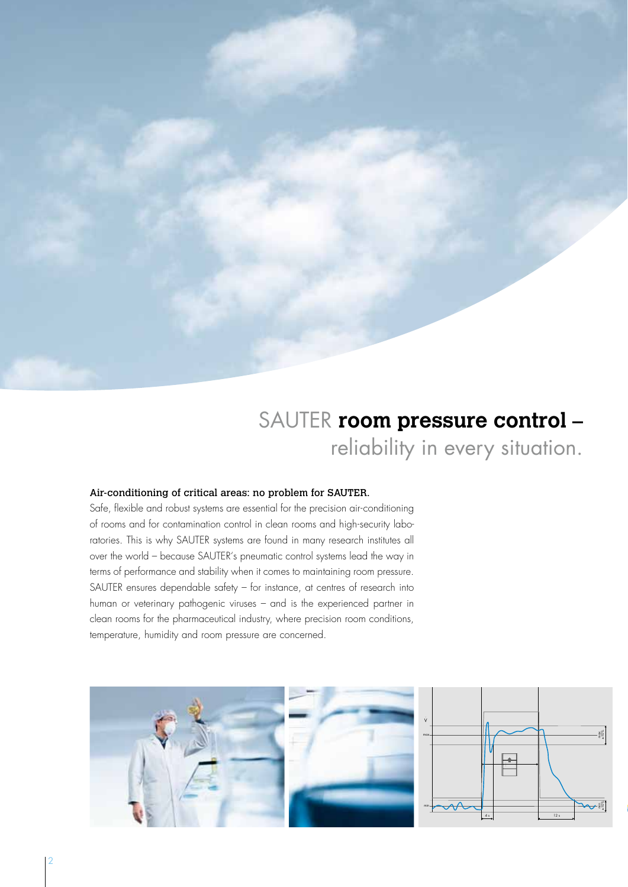# SAUTER **room pressure control** – reliability in every situation.

**Air-conditioning of critical areas: no problem for SAUTER.**

Safe, flexible and robust systems are essential for the precision air-conditioning of rooms and for contamination control in clean rooms and high-security laboratories. This is why SAUTER systems are found in many research institutes all over the world – because SAUTER's pneumatic control systems lead the way in terms of performance and stability when it comes to maintaining room pressure. SAUTER ensures dependable safety – for instance, at centres of research into human or veterinary pathogenic viruses – and is the experienced partner in clean rooms for the pharmaceutical industry, where precision room conditions, temperature, humidity and room pressure are concerned.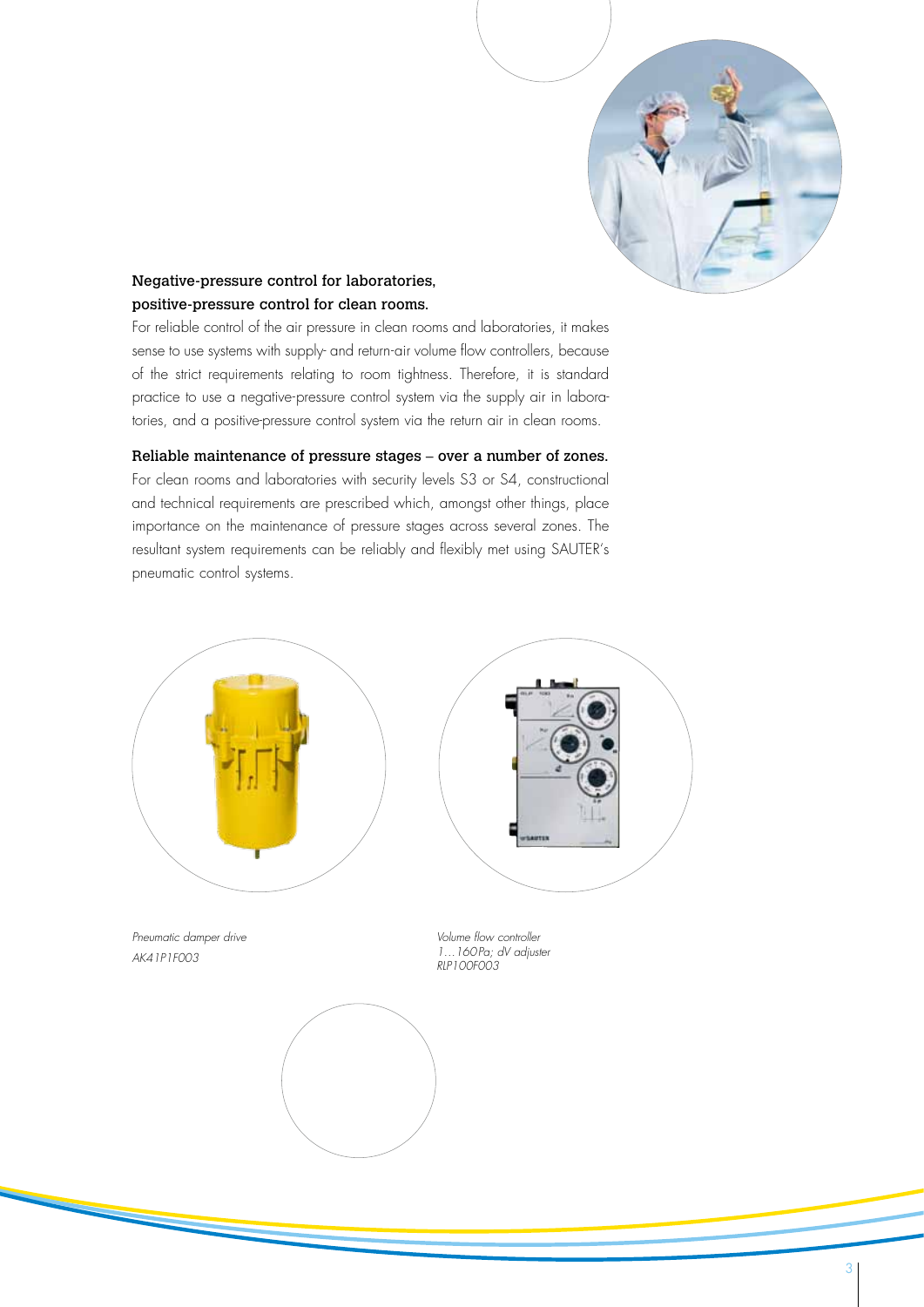**Negative-pressure control for laboratories, positive-pressure control for clean rooms.**

For reliable control of the air pressure in clean rooms and laboratories, it makes sense to use systems with supply- and return-air volume flow controllers, because of the strict requirements relating to room tightness. Therefore, it is standard practice to use a negative-pressure control system via the supply air in laboratories, and a positive-pressure control system via the return air in clean rooms.

**Reliable maintenance of pressure stages – over a number of zones.**

For clean rooms and laboratories with security levels S3 or S4, constructional and technical requirements are prescribed which, amongst other things, place importance on the maintenance of pressure stages across several zones. The resultant system requirements can be reliably and flexibly met using SAUTER's pneumatic control systems.

*Pneumatic damper drive*
*AK41P1F003*

*Volume flow controller*
*1…160Pa; dV adjuster*
*RLP100F003*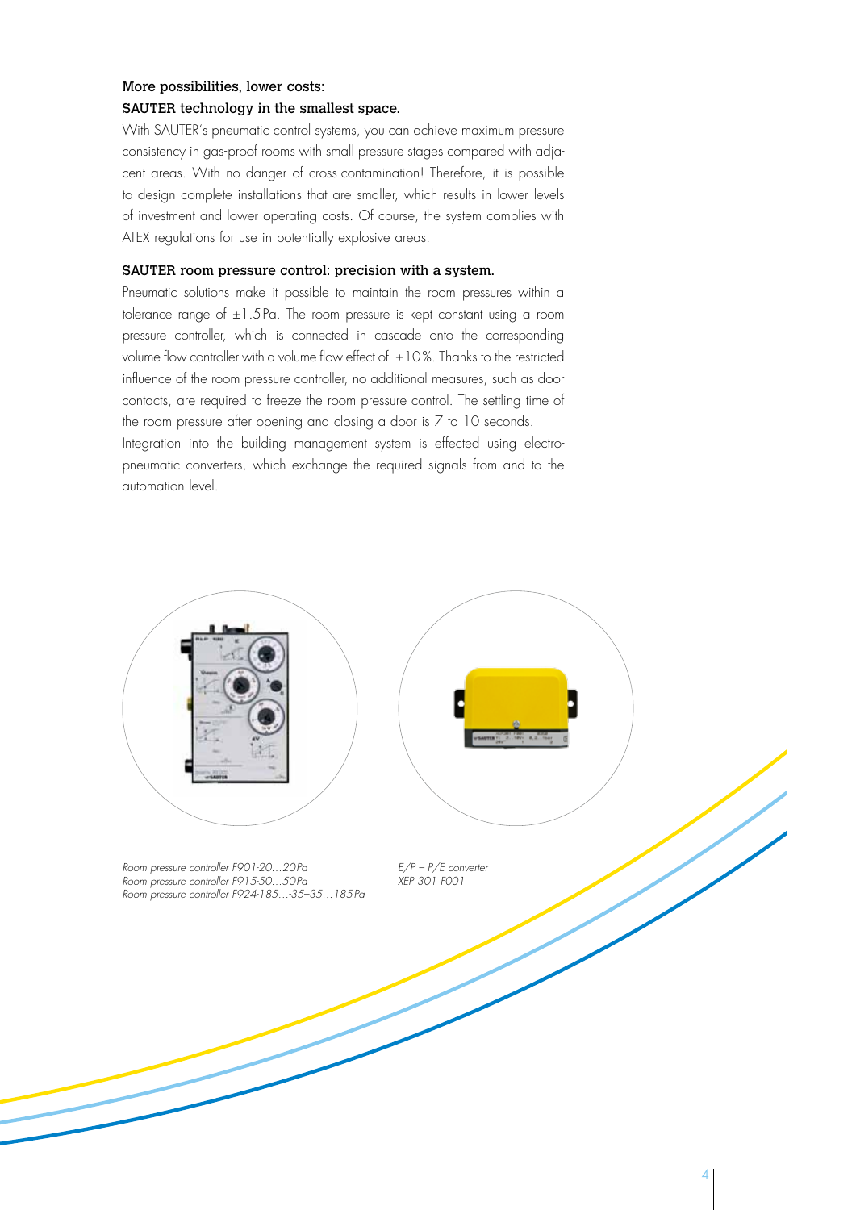## More possibilities, lower costs: SAUTER technology in the smallest space.

With SAUTER's pneumatic control systems, you can achieve maximum pressure consistency in gas-proof rooms with small pressure stages compared with adjacent areas. With no danger of cross-contamination! Therefore, it is possible to design complete installations that are smaller, which results in lower levels of investment and lower operating costs. Of course, the system complies with ATEX regulations for use in potentially explosive areas.

## SAUTER room pressure control: precision with a system.

Pneumatic solutions make it possible to maintain the room pressures within a tolerance range of ±1.5 Pa. The room pressure is kept constant using a room pressure controller, which is connected in cascade onto the corresponding volume flow controller with a volume flow effect of ±10%. Thanks to the restricted influence of the room pressure controller, no additional measures, such as door contacts, are required to freeze the room pressure control. The settling time of the room pressure after opening and closing a door is 7 to 10 seconds.

Integration into the building management system is effected using electro-pneumatic converters, which exchange the required signals from and to the automation level.

*Room pressure controller F901-20…20 Pa*
*Room pressure controller F915-50…50 Pa*
*Room pressure controller F924-185…-35–35…185 Pa*

*E/P – P/E converter*
*XEP 301 F001*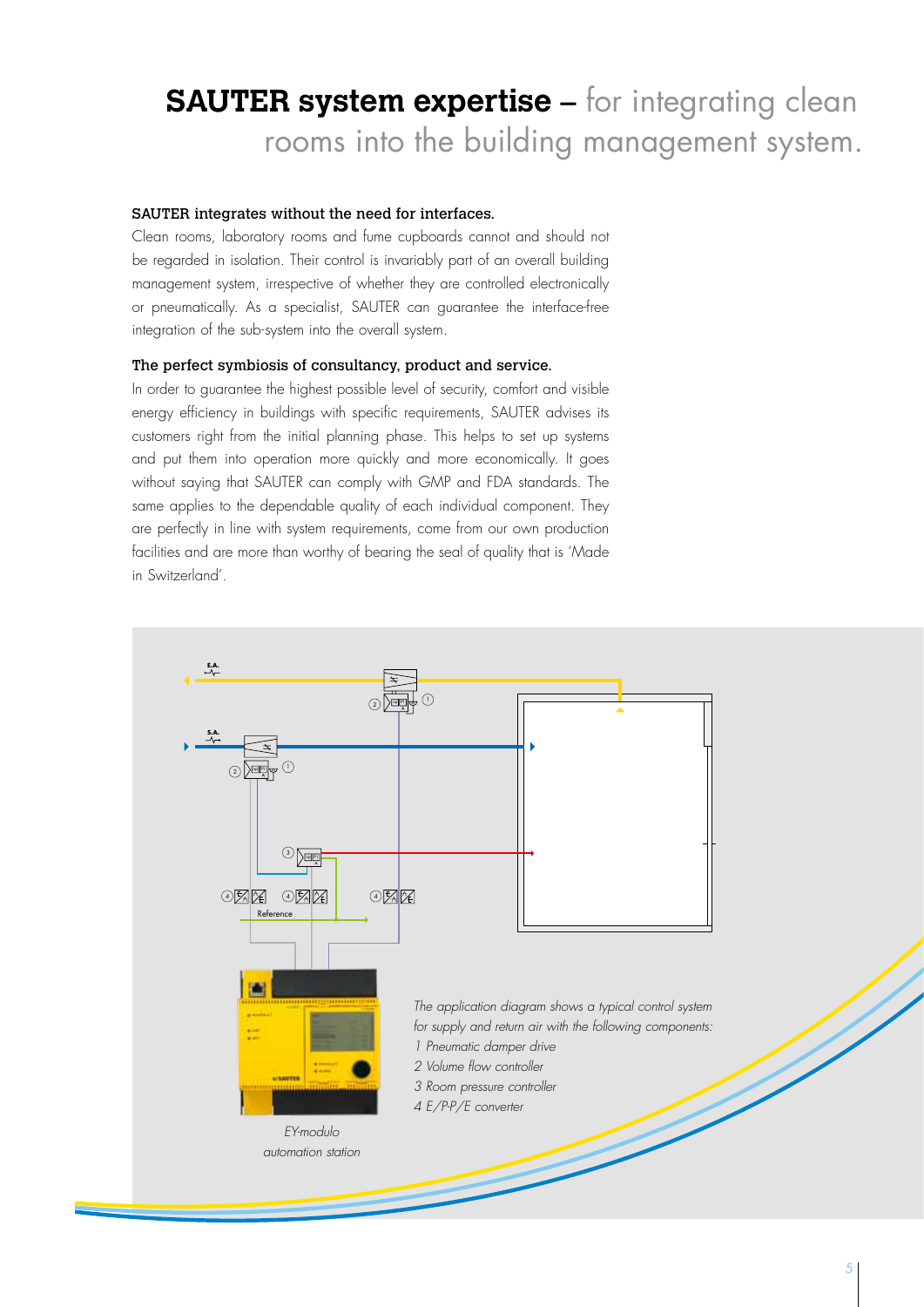# SAUTER system expertise – for integrating clean rooms into the building management system.

**SAUTER integrates without the need for interfaces.**

Clean rooms, laboratory rooms and fume cupboards cannot and should not be regarded in isolation. Their control is invariably part of an overall building management system, irrespective of whether they are controlled electronically or pneumatically. As a specialist, SAUTER can guarantee the interface-free integration of the sub-system into the overall system.

**The perfect symbiosis of consultancy, product and service.**

In order to guarantee the highest possible level of security, comfort and visible energy efficiency in buildings with specific requirements, SAUTER advises its customers right from the initial planning phase. This helps to set up systems and put them into operation more quickly and more economically. It goes without saying that SAUTER can comply with GMP and FDA standards. The same applies to the dependable quality of each individual component. They are perfectly in line with system requirements, come from our own production facilities and are more than worthy of bearing the seal of quality that is 'Made in Switzerland'.

E.A.

S.A.

Reference

*The application diagram shows a typical control system for supply and return air with the following components:*

*1 Pneumatic damper drive*

*2 Volume flow controller*

*3 Room pressure controller*

*4 E/P-P/E converter*

*EY-modulo automation station*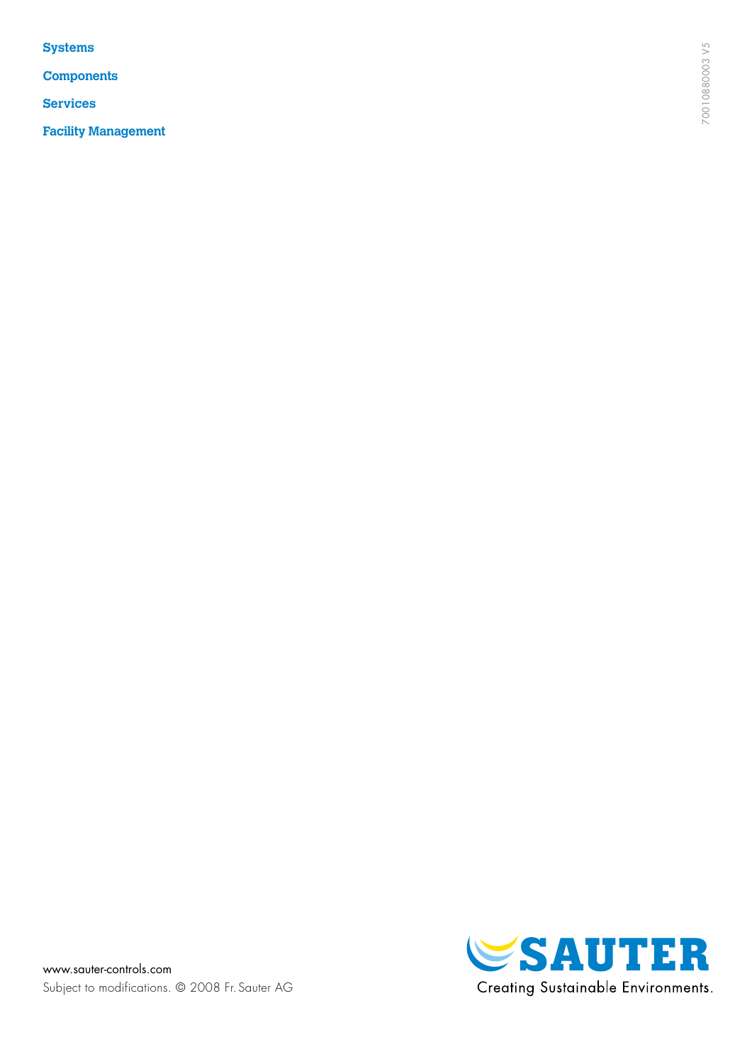**Systems**

**Components**

**Services**

**Facility Management**

70010880003 V5

www.sauter-controls.com

Subject to modifications. © 2008 Fr. Sauter AG

SAUTER

Creating Sustainable Environments.